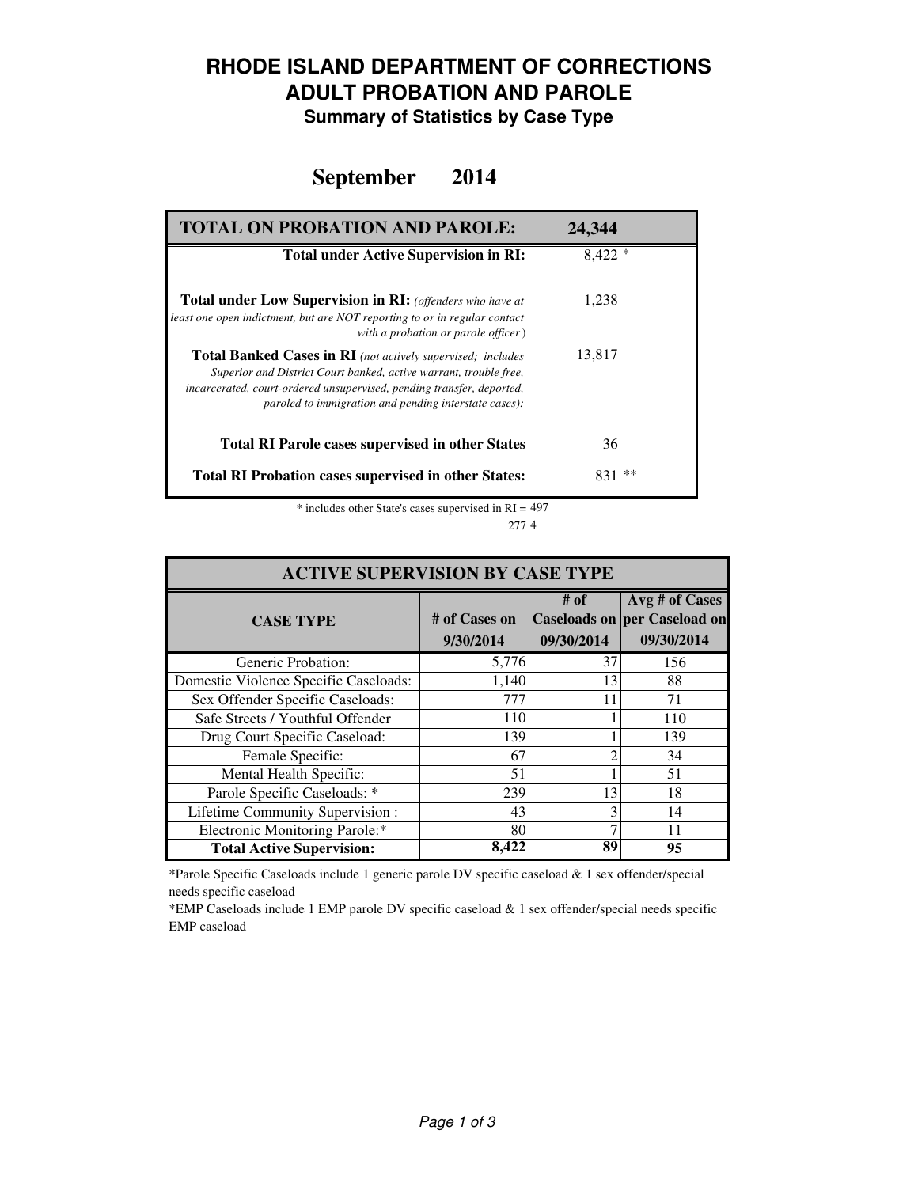# RHODE ISLAND DEPARTMENT OF CORRECTIONS
# ADULT PROBATION AND PAROLE
### Summary of Statistics by Case Type

## September 2014

| TOTAL ON PROBATION AND PAROLE: | 24,344 |
|---|---|
| **Total under Active Supervision in RI:** | 8,422 * |
| **Total under Low Supervision in RI:** *(offenders who have at least one open indictment, but are NOT reporting to or in regular contact with a probation or parole officer)* | 1,238 |
| **Total Banked Cases in RI** *(not actively supervised; includes Superior and District Court banked, active warrant, trouble free, incarcerated, court-ordered unsupervised, pending transfer, deported, paroled to immigration and pending interstate cases):* | 13,817 |
| **Total RI Parole cases supervised in other States** | 36 |
| **Total RI Probation cases supervised in other States:** | 831 ** |

\* includes other State's cases supervised in RI = 497

277 4

| ACTIVE SUPERVISION BY CASE TYPE | | | |
|---|---|---|---|
| **CASE TYPE** | **# of Cases on 9/30/2014** | **# of Caseloads on 09/30/2014** | **Avg # of Cases per Caseload on 09/30/2014** |
| Generic Probation: | 5,776 | 37 | 156 |
| Domestic Violence Specific Caseloads: | 1,140 | 13 | 88 |
| Sex Offender Specific Caseloads: | 777 | 11 | 71 |
| Safe Streets / Youthful Offender | 110 | 1 | 110 |
| Drug Court Specific Caseload: | 139 | 1 | 139 |
| Female Specific: | 67 | 2 | 34 |
| Mental Health Specific: | 51 | 1 | 51 |
| Parole Specific Caseloads: * | 239 | 13 | 18 |
| Lifetime Community Supervision : | 43 | 3 | 14 |
| Electronic Monitoring Parole:* | 80 | 7 | 11 |
| **Total Active Supervision:** | **8,422** | **89** | **95** |

*Parole Specific Caseloads include 1 generic parole DV specific caseload & 1 sex offender/special needs specific caseload

*EMP Caseloads include 1 EMP parole DV specific caseload & 1 sex offender/special needs specific EMP caseload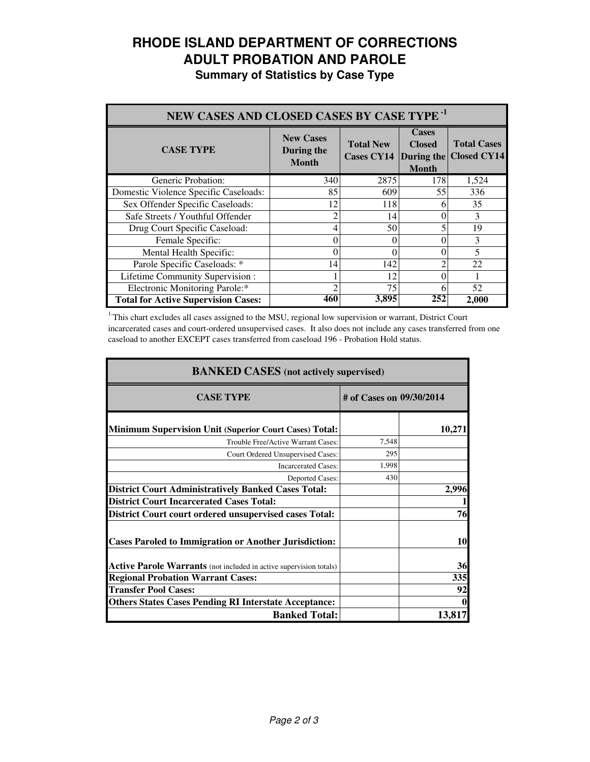# RHODE ISLAND DEPARTMENT OF CORRECTIONS
# ADULT PROBATION AND PAROLE
## Summary of Statistics by Case Type

| NEW CASES AND CLOSED CASES BY CASE TYPE [1] | | | | |
|---|---|---|---|---|
| **CASE TYPE** | **New Cases During the Month** | **Total New Cases CY14** | **Cases Closed During the Month** | **Total Cases Closed CY14** |
| Generic Probation: | 340 | 2875 | 178 | 1,524 |
| Domestic Violence Specific Caseloads: | 85 | 609 | 55 | 336 |
| Sex Offender Specific Caseloads: | 12 | 118 | 6 | 35 |
| Safe Streets / Youthful Offender | 2 | 14 | 0 | 3 |
| Drug Court Specific Caseload: | 4 | 50 | 5 | 19 |
| Female Specific: | 0 | 0 | 0 | 3 |
| Mental Health Specific: | 0 | 0 | 0 | 5 |
| Parole Specific Caseloads: * | 14 | 142 | 2 | 22 |
| Lifetime Community Supervision : | 1 | 12 | 0 | 1 |
| Electronic Monitoring Parole:* | 2 | 75 | 6 | 52 |
| **Total for Active Supervision Cases:** | **460** | **3,895** | **252** | **2,000** |

[1] This chart excludes all cases assigned to the MSU, regional low supervision or warrant, District Court incarcerated cases and court-ordered unsupervised cases. It also does not include any cases transferred from one caseload to another EXCEPT cases transferred from caseload 196 - Probation Hold status.

| BANKED CASES (not actively supervised) | | |
|---|---|---|
| **CASE TYPE** | **# of Cases on 09/30/2014** | |
| **Minimum Supervision Unit (Superior Court Cases) Total:** | | **10,271** |
| Trouble Free/Active Warrant Cases: | 7,548 | |
| Court Ordered Unsupervised Cases: | 295 | |
| Incarcerated Cases: | 1,998 | |
| Deported Cases: | 430 | |
| **District Court Administratively Banked Cases Total:** | | **2,996** |
| **District Court Incarcerated Cases Total:** | | **1** |
| **District Court court ordered unsupervised cases Total:** | | **76** |
| **Cases Paroled to Immigration or Another Jurisdiction:** | | **10** |
| **Active Parole Warrants** (not included in active supervision totals) | | **36** |
| **Regional Probation Warrant Cases:** | | **335** |
| **Transfer Pool Cases:** | | **92** |
| **Others States Cases Pending RI Interstate Acceptance:** | | **0** |
| **Banked Total:** | | **13,817** |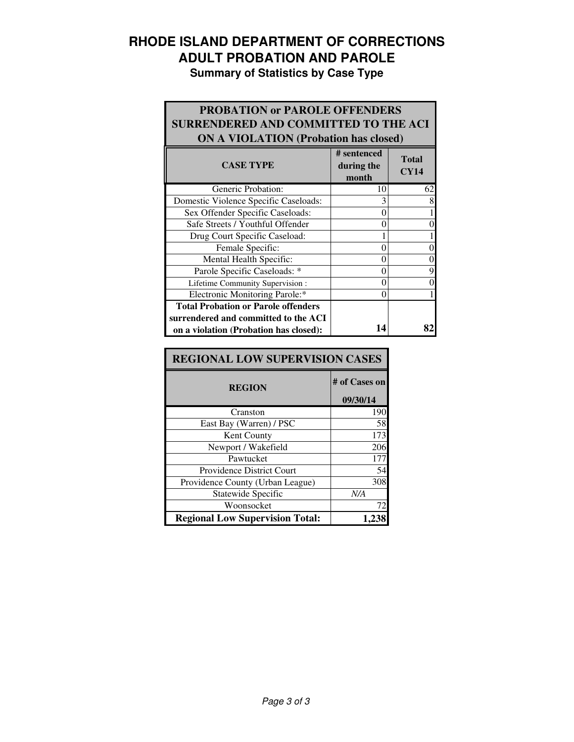# RHODE ISLAND DEPARTMENT OF CORRECTIONS
## ADULT PROBATION AND PAROLE
### Summary of Statistics by Case Type

| PROBATION or PAROLE OFFENDERS SURRENDERED AND COMMITTED TO THE ACI ON A VIOLATION (Probation has closed) | | |
|---|---|---|
| **CASE TYPE** | **# sentenced during the month** | **Total CY14** |
| Generic Probation: | 10 | 62 |
| Domestic Violence Specific Caseloads: | 3 | 8 |
| Sex Offender Specific Caseloads: | 0 | 1 |
| Safe Streets / Youthful Offender | 0 | 0 |
| Drug Court Specific Caseload: | 1 | 1 |
| Female Specific: | 0 | 0 |
| Mental Health Specific: | 0 | 0 |
| Parole Specific Caseloads: * | 0 | 9 |
| Lifetime Community Supervision : | 0 | 0 |
| Electronic Monitoring Parole:* | 0 | 1 |
| **Total Probation or Parole offenders surrendered and committed to the ACI on a violation (Probation has closed):** | **14** | **82** |

| REGIONAL LOW SUPERVISION CASES | |
|---|---|
| **REGION** | **# of Cases on 09/30/14** |
| Cranston | 190 |
| East Bay (Warren) / PSC | 58 |
| Kent County | 173 |
| Newport / Wakefield | 206 |
| Pawtucket | 177 |
| Providence District Court | 54 |
| Providence County (Urban League) | 308 |
| Statewide Specific | *N/A* |
| Woonsocket | 72 |
| **Regional Low Supervision Total:** | **1,238** |